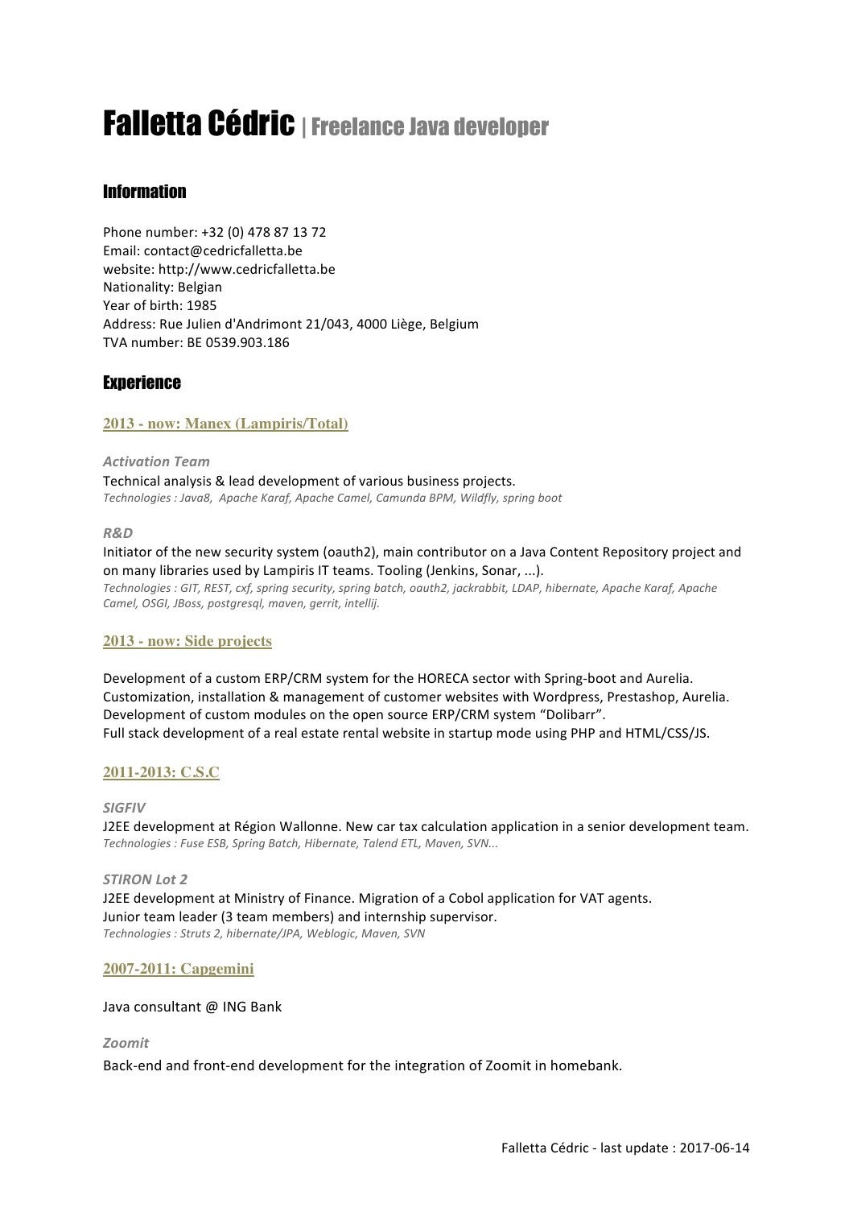# Falletta Cédric | Freelance Java developer

## Information

Phone number: +32 (0) 478 87 13 72
Email: contact@cedricfalletta.be
website: http://www.cedricfalletta.be
Nationality: Belgian
Year of birth: 1985
Address: Rue Julien d'Andrimont 21/043, 4000 Liège, Belgium
TVA number: BE 0539.903.186

## Experience

### 2013 - now: Manex (Lampiris/Total)

***Activation Team***

Technical analysis & lead development of various business projects.
*Technologies : Java8, Apache Karaf, Apache Camel, Camunda BPM, Wildfly, spring boot*

***R&D***

Initiator of the new security system (oauth2), main contributor on a Java Content Repository project and on many libraries used by Lampiris IT teams. Tooling (Jenkins, Sonar, ...).
*Technologies : GIT, REST, cxf, spring security, spring batch, oauth2, jackrabbit, LDAP, hibernate, Apache Karaf, Apache Camel, OSGI, JBoss, postgresql, maven, gerrit, intellij.*

### 2013 - now: Side projects

Development of a custom ERP/CRM system for the HORECA sector with Spring-boot and Aurelia.
Customization, installation & management of customer websites with Wordpress, Prestashop, Aurelia.
Development of custom modules on the open source ERP/CRM system "Dolibarr".
Full stack development of a real estate rental website in startup mode using PHP and HTML/CSS/JS.

### 2011-2013: C.S.C

***SIGFIV***

J2EE development at Région Wallonne. New car tax calculation application in a senior development team.
*Technologies : Fuse ESB, Spring Batch, Hibernate, Talend ETL, Maven, SVN...*

***STIRON Lot 2***

J2EE development at Ministry of Finance. Migration of a Cobol application for VAT agents.
Junior team leader (3 team members) and internship supervisor.
*Technologies : Struts 2, hibernate/JPA, Weblogic, Maven, SVN*

### 2007-2011: Capgemini

Java consultant @ ING Bank

***Zoomit***

Back-end and front-end development for the integration of Zoomit in homebank.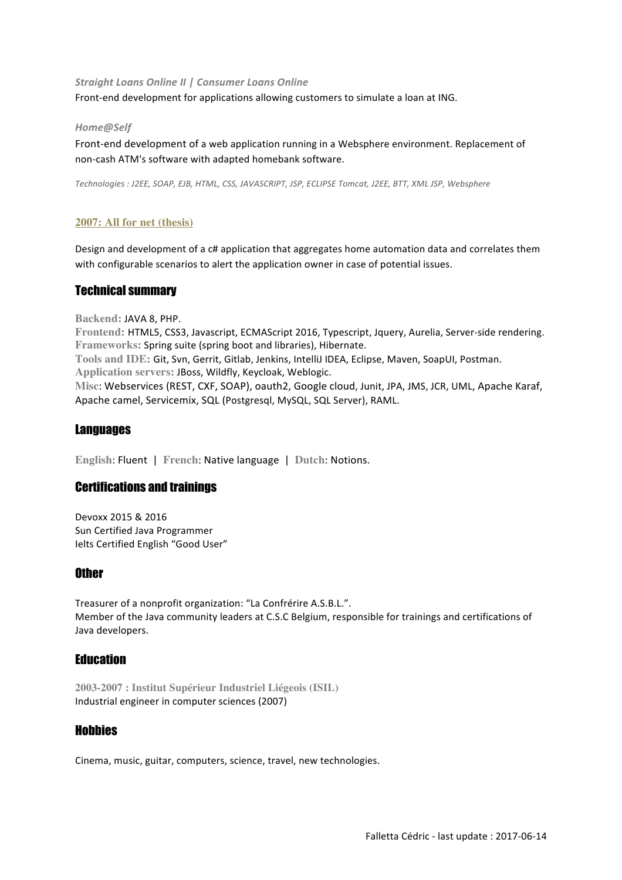***Straight Loans Online II | Consumer Loans Online***

Front-end development for applications allowing customers to simulate a loan at ING.

***Home@Self***

Front-end development of a web application running in a Websphere environment. Replacement of non-cash ATM's software with adapted homebank software.

*Technologies : J2EE, SOAP, EJB, HTML, CSS, JAVASCRIPT, JSP, ECLIPSE Tomcat, J2EE, BTT, XML JSP, Websphere*

**2007: All for net (thesis)**

Design and development of a c# application that aggregates home automation data and correlates them with configurable scenarios to alert the application owner in case of potential issues.

## Technical summary

**Backend:** JAVA 8, PHP.
**Frontend:** HTML5, CSS3, Javascript, ECMAScript 2016, Typescript, Jquery, Aurelia, Server-side rendering.
**Frameworks:** Spring suite (spring boot and libraries), Hibernate.
**Tools and IDE:** Git, Svn, Gerrit, Gitlab, Jenkins, IntelliJ IDEA, Eclipse, Maven, SoapUI, Postman.
**Application servers:** JBoss, Wildfly, Keycloak, Weblogic.
**Misc**: Webservices (REST, CXF, SOAP), oauth2, Google cloud, Junit, JPA, JMS, JCR, UML, Apache Karaf, Apache camel, Servicemix, SQL (Postgresql, MySQL, SQL Server), RAML.

## Languages

**English**: Fluent | **French**: Native language | **Dutch**: Notions.

## Certifications and trainings

Devoxx 2015 & 2016
Sun Certified Java Programmer
Ielts Certified English "Good User"

## Other

Treasurer of a nonprofit organization: "La Confrérire A.S.B.L.".
Member of the Java community leaders at C.S.C Belgium, responsible for trainings and certifications of Java developers.

## Education

**2003-2007 : Institut Supérieur Industriel Liégeois (ISIL)**
Industrial engineer in computer sciences (2007)

## Hobbies

Cinema, music, guitar, computers, science, travel, new technologies.

Falletta Cédric - last update : 2017-06-14